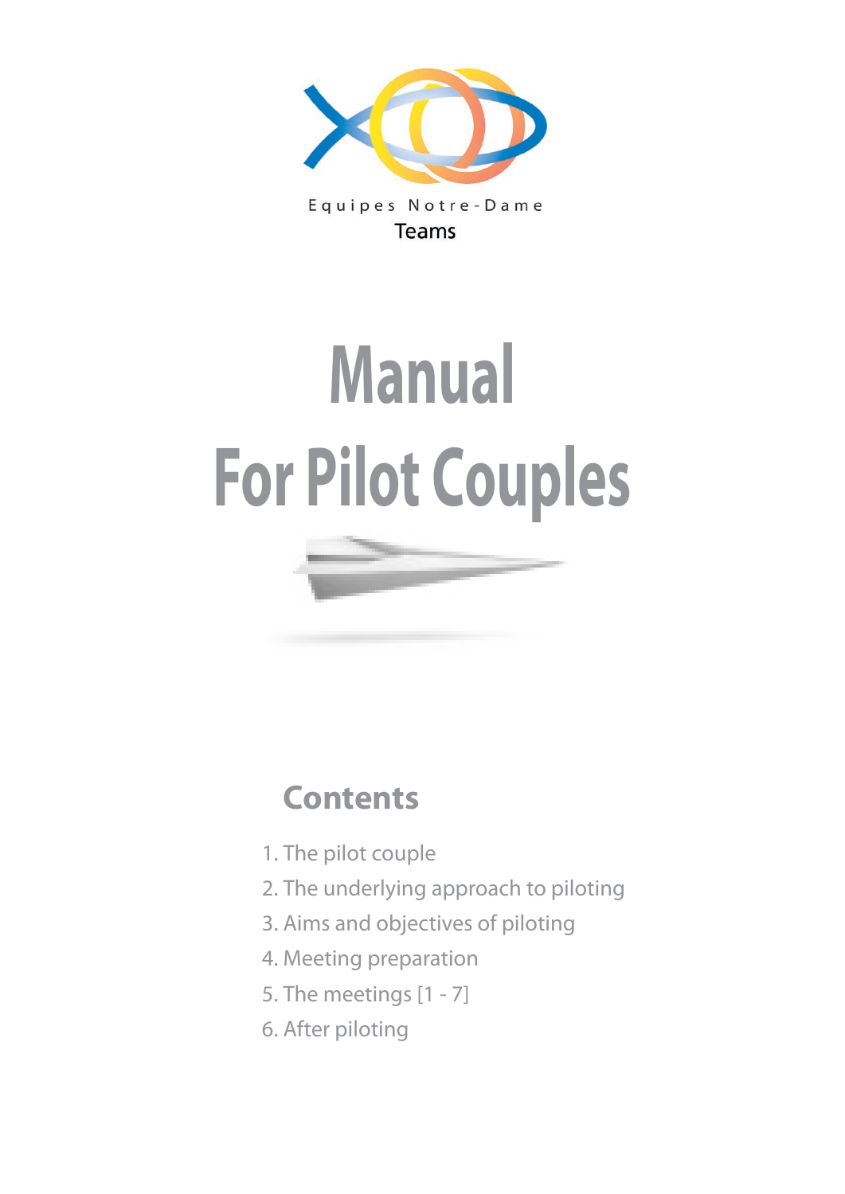Equipes Notre-Dame

Teams

# Manual

# For Pilot Couples

## Contents

1. The pilot couple
2. The underlying approach to piloting
3. Aims and objectives of piloting
4. Meeting preparation
5. The meetings [1 - 7]
6. After piloting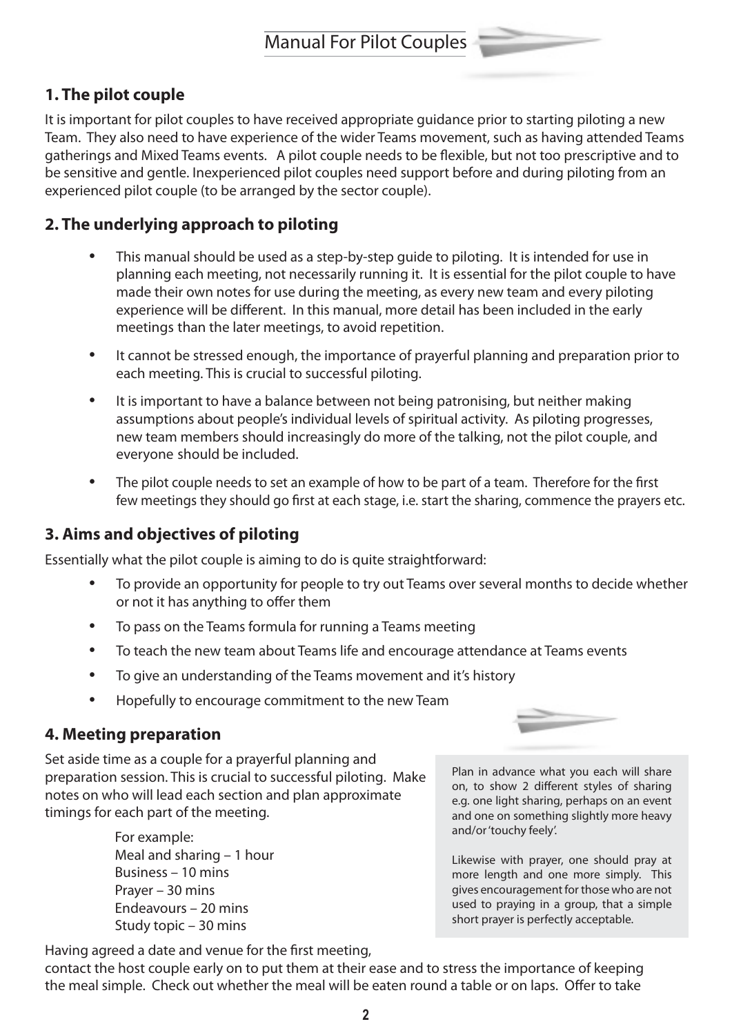## 1. The pilot couple

It is important for pilot couples to have received appropriate guidance prior to starting piloting a new Team. They also need to have experience of the wider Teams movement, such as having attended Teams gatherings and Mixed Teams events. A pilot couple needs to be flexible, but not too prescriptive and to be sensitive and gentle. Inexperienced pilot couples need support before and during piloting from an experienced pilot couple (to be arranged by the sector couple).

## 2. The underlying approach to piloting

- This manual should be used as a step-by-step guide to piloting. It is intended for use in planning each meeting, not necessarily running it. It is essential for the pilot couple to have made their own notes for use during the meeting, as every new team and every piloting experience will be different. In this manual, more detail has been included in the early meetings than the later meetings, to avoid repetition.
- It cannot be stressed enough, the importance of prayerful planning and preparation prior to each meeting. This is crucial to successful piloting.
- It is important to have a balance between not being patronising, but neither making assumptions about people's individual levels of spiritual activity. As piloting progresses, new team members should increasingly do more of the talking, not the pilot couple, and everyone should be included.
- The pilot couple needs to set an example of how to be part of a team. Therefore for the first few meetings they should go first at each stage, i.e. start the sharing, commence the prayers etc.

## 3. Aims and objectives of piloting

Essentially what the pilot couple is aiming to do is quite straightforward:

- To provide an opportunity for people to try out Teams over several months to decide whether or not it has anything to offer them
- To pass on the Teams formula for running a Teams meeting
- To teach the new team about Teams life and encourage attendance at Teams events
- To give an understanding of the Teams movement and it's history
- Hopefully to encourage commitment to the new Team

## 4. Meeting preparation

Set aside time as a couple for a prayerful planning and preparation session. This is crucial to successful piloting. Make notes on who will lead each section and plan approximate timings for each part of the meeting.

For example:
Meal and sharing – 1 hour
Business – 10 mins
Prayer – 30 mins
Endeavours – 20 mins
Study topic – 30 mins

> Plan in advance what you each will share on, to show 2 different styles of sharing e.g. one light sharing, perhaps on an event and one on something slightly more heavy and/or 'touchy feely'.
>
> Likewise with prayer, one should pray at more length and one more simply. This gives encouragement for those who are not used to praying in a group, that a simple short prayer is perfectly acceptable.

Having agreed a date and venue for the first meeting, contact the host couple early on to put them at their ease and to stress the importance of keeping the meal simple. Check out whether the meal will be eaten round a table or on laps. Offer to take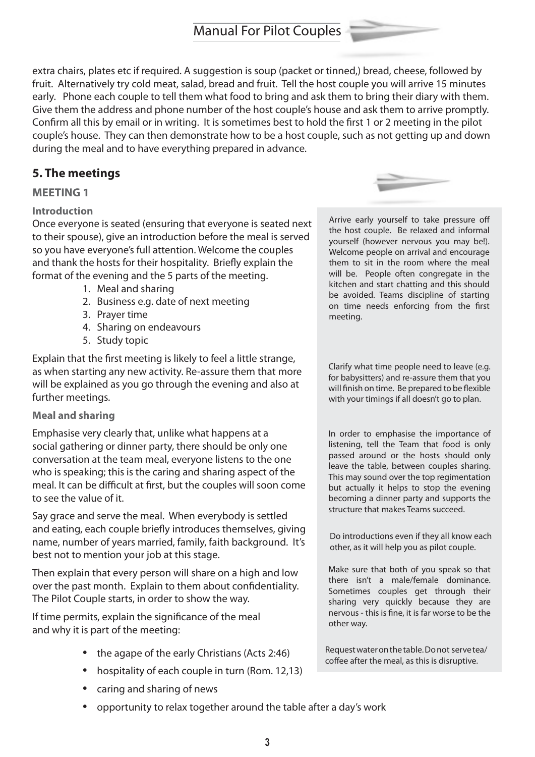extra chairs, plates etc if required. A suggestion is soup (packet or tinned,) bread, cheese, followed by fruit. Alternatively try cold meat, salad, bread and fruit. Tell the host couple you will arrive 15 minutes early. Phone each couple to tell them what food to bring and ask them to bring their diary with them. Give them the address and phone number of the host couple's house and ask them to arrive promptly. Confirm all this by email or in writing. It is sometimes best to hold the first 1 or 2 meeting in the pilot couple's house. They can then demonstrate how to be a host couple, such as not getting up and down during the meal and to have everything prepared in advance.

## 5. The meetings

### MEETING 1

#### Introduction

Once everyone is seated (ensuring that everyone is seated next to their spouse), give an introduction before the meal is served so you have everyone's full attention. Welcome the couples and thank the hosts for their hospitality. Briefly explain the format of the evening and the 5 parts of the meeting.

1. Meal and sharing
2. Business e.g. date of next meeting
3. Prayer time
4. Sharing on endeavours
5. Study topic

Explain that the first meeting is likely to feel a little strange, as when starting any new activity. Re-assure them that more will be explained as you go through the evening and also at further meetings.

> Arrive early yourself to take pressure off the host couple. Be relaxed and informal yourself (however nervous you may be!). Welcome people on arrival and encourage them to sit in the room where the meal will be. People often congregate in the kitchen and start chatting and this should be avoided. Teams discipline of starting on time needs enforcing from the first meeting.

> Clarify what time people need to leave (e.g. for babysitters) and re-assure them that you will finish on time. Be prepared to be flexible with your timings if all doesn't go to plan.

#### Meal and sharing

Emphasise very clearly that, unlike what happens at a social gathering or dinner party, there should be only one conversation at the team meal, everyone listens to the one who is speaking; this is the caring and sharing aspect of the meal. It can be difficult at first, but the couples will soon come to see the value of it.

> In order to emphasise the importance of listening, tell the Team that food is only passed around or the hosts should only leave the table, between couples sharing. This may sound over the top regimentation but actually it helps to stop the evening becoming a dinner party and supports the structure that makes Teams succeed.

Say grace and serve the meal. When everybody is settled and eating, each couple briefly introduces themselves, giving name, number of years married, family, faith background. It's best not to mention your job at this stage.

> Do introductions even if they all know each other, as it will help you as pilot couple.

Then explain that every person will share on a high and low over the past month. Explain to them about confidentiality. The Pilot Couple starts, in order to show the way.

> Make sure that both of you speak so that there isn't a male/female dominance. Sometimes couples get through their sharing very quickly because they are nervous - this is fine, it is far worse to be the other way.

If time permits, explain the significance of the meal and why it is part of the meeting:

- the agape of the early Christians (Acts 2:46)
- hospitality of each couple in turn (Rom. 12,13)
- caring and sharing of news
- opportunity to relax together around the table after a day's work

> Request water on the table. Do not serve tea/coffee after the meal, as this is disruptive.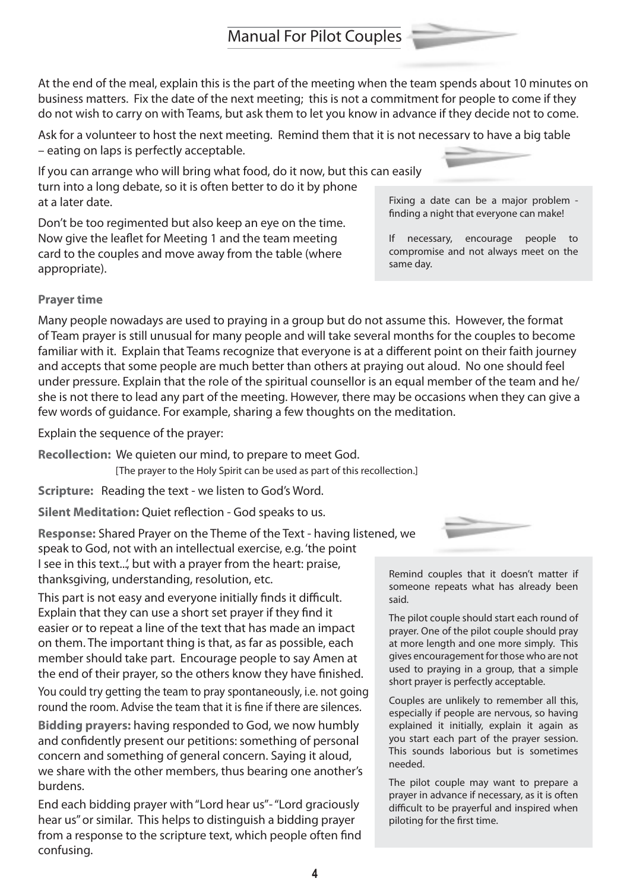At the end of the meal, explain this is the part of the meeting when the team spends about 10 minutes on business matters. Fix the date of the next meeting; this is not a commitment for people to come if they do not wish to carry on with Teams, but ask them to let you know in advance if they decide not to come.

Ask for a volunteer to host the next meeting. Remind them that it is not necessary to have a big table – eating on laps is perfectly acceptable.

If you can arrange who will bring what food, do it now, but this can easily turn into a long debate, so it is often better to do it by phone at a later date.

Don't be too regimented but also keep an eye on the time. Now give the leaflet for Meeting 1 and the team meeting card to the couples and move away from the table (where appropriate).

> Fixing a date can be a major problem - finding a night that everyone can make!
>
> If necessary, encourage people to compromise and not always meet on the same day.

**Prayer time**

Many people nowadays are used to praying in a group but do not assume this. However, the format of Team prayer is still unusual for many people and will take several months for the couples to become familiar with it. Explain that Teams recognize that everyone is at a different point on their faith journey and accepts that some people are much better than others at praying out aloud. No one should feel under pressure. Explain that the role of the spiritual counsellor is an equal member of the team and he/she is not there to lead any part of the meeting. However, there may be occasions when they can give a few words of guidance. For example, sharing a few thoughts on the meditation.

Explain the sequence of the prayer:

**Recollection:** We quieten our mind, to prepare to meet God.
[The prayer to the Holy Spirit can be used as part of this recollection.]

**Scripture:** Reading the text - we listen to God's Word.

**Silent Meditation:** Quiet reflection - God speaks to us.

**Response:** Shared Prayer on the Theme of the Text - having listened, we speak to God, not with an intellectual exercise, e.g. 'the point I see in this text...', but with a prayer from the heart: praise, thanksgiving, understanding, resolution, etc.

This part is not easy and everyone initially finds it difficult. Explain that they can use a short set prayer if they find it easier or to repeat a line of the text that has made an impact on them. The important thing is that, as far as possible, each member should take part. Encourage people to say Amen at the end of their prayer, so the others know they have finished.

You could try getting the team to pray spontaneously, i.e. not going round the room. Advise the team that it is fine if there are silences.

**Bidding prayers:** having responded to God, we now humbly and confidently present our petitions: something of personal concern and something of general concern. Saying it aloud, we share with the other members, thus bearing one another's burdens.

End each bidding prayer with "Lord hear us" - "Lord graciously hear us" or similar. This helps to distinguish a bidding prayer from a response to the scripture text, which people often find confusing.

> Remind couples that it doesn't matter if someone repeats what has already been said.
>
> The pilot couple should start each round of prayer. One of the pilot couple should pray at more length and one more simply. This gives encouragement for those who are not used to praying in a group, that a simple short prayer is perfectly acceptable.
>
> Couples are unlikely to remember all this, especially if people are nervous, so having explained it initially, explain it again as you start each part of the prayer session. This sounds laborious but is sometimes needed.
>
> The pilot couple may want to prepare a prayer in advance if necessary, as it is often difficult to be prayerful and inspired when piloting for the first time.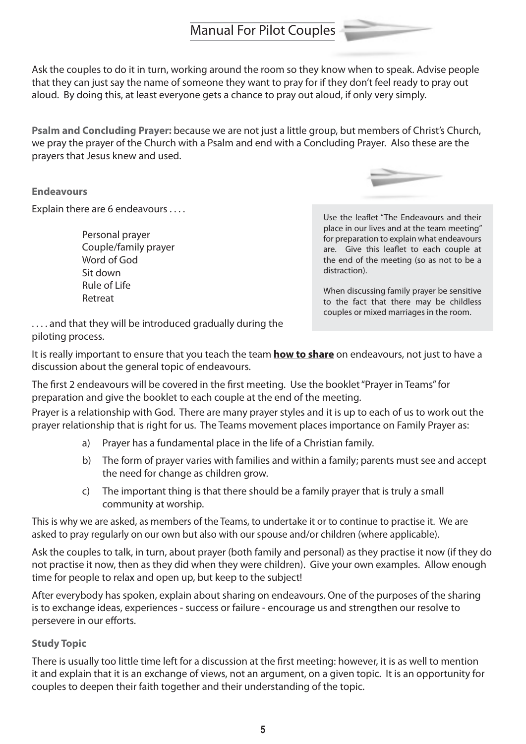Ask the couples to do it in turn, working around the room so they know when to speak. Advise people that they can just say the name of someone they want to pray for if they don't feel ready to pray out aloud. By doing this, at least everyone gets a chance to pray out aloud, if only very simply.

**Psalm and Concluding Prayer:** because we are not just a little group, but members of Christ's Church, we pray the prayer of the Church with a Psalm and end with a Concluding Prayer. Also these are the prayers that Jesus knew and used.

**Endeavours**

Explain there are 6 endeavours . . . .

- Personal prayer
- Couple/family prayer
- Word of God
- Sit down
- Rule of Life
- Retreat

. . . . and that they will be introduced gradually during the piloting process.

> Use the leaflet "The Endeavours and their place in our lives and at the team meeting" for preparation to explain what endeavours are. Give this leaflet to each couple at the end of the meeting (so as not to be a distraction).
>
> When discussing family prayer be sensitive to the fact that there may be childless couples or mixed marriages in the room.

It is really important to ensure that you teach the team **<u>how to share</u>** on endeavours, not just to have a discussion about the general topic of endeavours.

The first 2 endeavours will be covered in the first meeting. Use the booklet "Prayer in Teams" for preparation and give the booklet to each couple at the end of the meeting.

Prayer is a relationship with God. There are many prayer styles and it is up to each of us to work out the prayer relationship that is right for us. The Teams movement places importance on Family Prayer as:

a) Prayer has a fundamental place in the life of a Christian family.

b) The form of prayer varies with families and within a family; parents must see and accept the need for change as children grow.

c) The important thing is that there should be a family prayer that is truly a small community at worship.

This is why we are asked, as members of the Teams, to undertake it or to continue to practise it. We are asked to pray regularly on our own but also with our spouse and/or children (where applicable).

Ask the couples to talk, in turn, about prayer (both family and personal) as they practise it now (if they do not practise it now, then as they did when they were children). Give your own examples. Allow enough time for people to relax and open up, but keep to the subject!

After everybody has spoken, explain about sharing on endeavours. One of the purposes of the sharing is to exchange ideas, experiences - success or failure - encourage us and strengthen our resolve to persevere in our efforts.

**Study Topic**

There is usually too little time left for a discussion at the first meeting: however, it is as well to mention it and explain that it is an exchange of views, not an argument, on a given topic. It is an opportunity for couples to deepen their faith together and their understanding of the topic.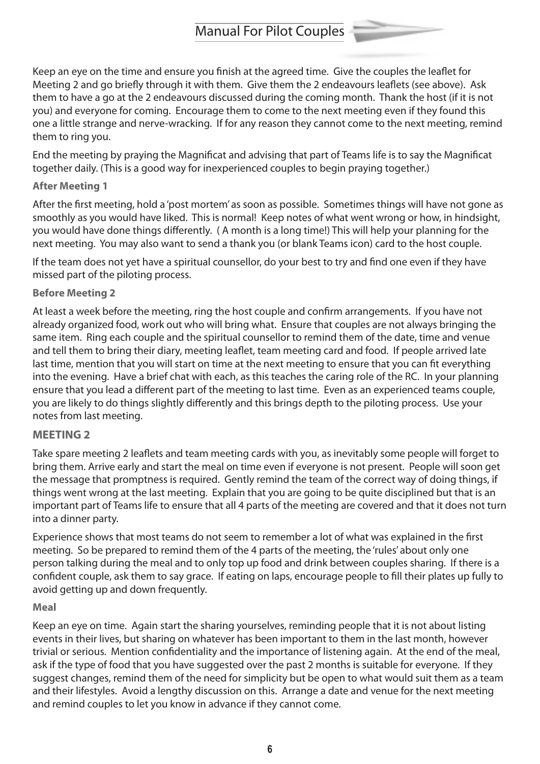Keep an eye on the time and ensure you finish at the agreed time. Give the couples the leaflet for Meeting 2 and go briefly through it with them. Give them the 2 endeavours leaflets (see above). Ask them to have a go at the 2 endeavours discussed during the coming month. Thank the host (if it is not you) and everyone for coming. Encourage them to come to the next meeting even if they found this one a little strange and nerve-wracking. If for any reason they cannot come to the next meeting, remind them to ring you.

End the meeting by praying the Magnificat and advising that part of Teams life is to say the Magnificat together daily. (This is a good way for inexperienced couples to begin praying together.)

**After Meeting 1**

After the first meeting, hold a 'post mortem' as soon as possible. Sometimes things will have not gone as smoothly as you would have liked. This is normal! Keep notes of what went wrong or how, in hindsight, you would have done things differently. ( A month is a long time!) This will help your planning for the next meeting. You may also want to send a thank you (or blank Teams icon) card to the host couple.

If the team does not yet have a spiritual counsellor, do your best to try and find one even if they have missed part of the piloting process.

**Before Meeting 2**

At least a week before the meeting, ring the host couple and confirm arrangements. If you have not already organized food, work out who will bring what. Ensure that couples are not always bringing the same item. Ring each couple and the spiritual counsellor to remind them of the date, time and venue and tell them to bring their diary, meeting leaflet, team meeting card and food. If people arrived late last time, mention that you will start on time at the next meeting to ensure that you can fit everything into the evening. Have a brief chat with each, as this teaches the caring role of the RC. In your planning ensure that you lead a different part of the meeting to last time. Even as an experienced teams couple, you are likely to do things slightly differently and this brings depth to the piloting process. Use your notes from last meeting.

## MEETING 2

Take spare meeting 2 leaflets and team meeting cards with you, as inevitably some people will forget to bring them. Arrive early and start the meal on time even if everyone is not present. People will soon get the message that promptness is required. Gently remind the team of the correct way of doing things, if things went wrong at the last meeting. Explain that you are going to be quite disciplined but that is an important part of Teams life to ensure that all 4 parts of the meeting are covered and that it does not turn into a dinner party.

Experience shows that most teams do not seem to remember a lot of what was explained in the first meeting. So be prepared to remind them of the 4 parts of the meeting, the 'rules' about only one person talking during the meal and to only top up food and drink between couples sharing. If there is a confident couple, ask them to say grace. If eating on laps, encourage people to fill their plates up fully to avoid getting up and down frequently.

**Meal**

Keep an eye on time. Again start the sharing yourselves, reminding people that it is not about listing events in their lives, but sharing on whatever has been important to them in the last month, however trivial or serious. Mention confidentiality and the importance of listening again. At the end of the meal, ask if the type of food that you have suggested over the past 2 months is suitable for everyone. If they suggest changes, remind them of the need for simplicity but be open to what would suit them as a team and their lifestyles. Avoid a lengthy discussion on this. Arrange a date and venue for the next meeting and remind couples to let you know in advance if they cannot come.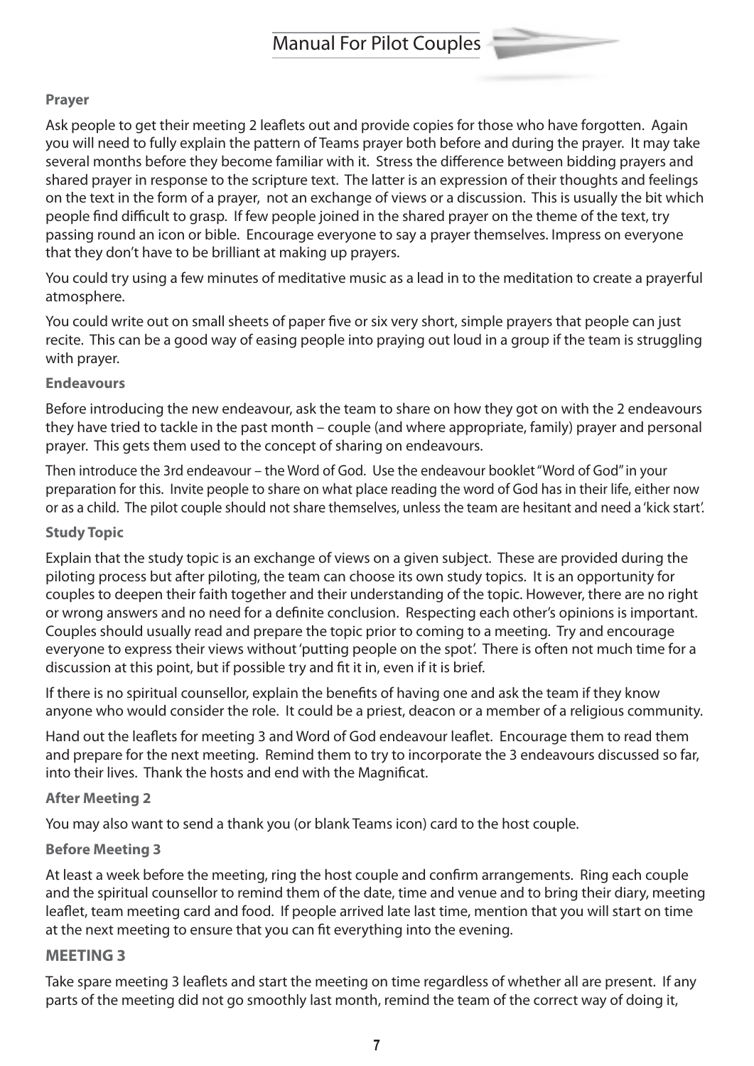### Prayer

Ask people to get their meeting 2 leaflets out and provide copies for those who have forgotten. Again you will need to fully explain the pattern of Teams prayer both before and during the prayer. It may take several months before they become familiar with it. Stress the difference between bidding prayers and shared prayer in response to the scripture text. The latter is an expression of their thoughts and feelings on the text in the form of a prayer, not an exchange of views or a discussion. This is usually the bit which people find difficult to grasp. If few people joined in the shared prayer on the theme of the text, try passing round an icon or bible. Encourage everyone to say a prayer themselves. Impress on everyone that they don't have to be brilliant at making up prayers.

You could try using a few minutes of meditative music as a lead in to the meditation to create a prayerful atmosphere.

You could write out on small sheets of paper five or six very short, simple prayers that people can just recite. This can be a good way of easing people into praying out loud in a group if the team is struggling with prayer.

### Endeavours

Before introducing the new endeavour, ask the team to share on how they got on with the 2 endeavours they have tried to tackle in the past month – couple (and where appropriate, family) prayer and personal prayer. This gets them used to the concept of sharing on endeavours.

Then introduce the 3rd endeavour – the Word of God. Use the endeavour booklet "Word of God" in your preparation for this. Invite people to share on what place reading the word of God has in their life, either now or as a child. The pilot couple should not share themselves, unless the team are hesitant and need a 'kick start'.

### Study Topic

Explain that the study topic is an exchange of views on a given subject. These are provided during the piloting process but after piloting, the team can choose its own study topics. It is an opportunity for couples to deepen their faith together and their understanding of the topic. However, there are no right or wrong answers and no need for a definite conclusion. Respecting each other's opinions is important. Couples should usually read and prepare the topic prior to coming to a meeting. Try and encourage everyone to express their views without 'putting people on the spot'. There is often not much time for a discussion at this point, but if possible try and fit it in, even if it is brief.

If there is no spiritual counsellor, explain the benefits of having one and ask the team if they know anyone who would consider the role. It could be a priest, deacon or a member of a religious community.

Hand out the leaflets for meeting 3 and Word of God endeavour leaflet. Encourage them to read them and prepare for the next meeting. Remind them to try to incorporate the 3 endeavours discussed so far, into their lives. Thank the hosts and end with the Magnificat.

### After Meeting 2

You may also want to send a thank you (or blank Teams icon) card to the host couple.

### Before Meeting 3

At least a week before the meeting, ring the host couple and confirm arrangements. Ring each couple and the spiritual counsellor to remind them of the date, time and venue and to bring their diary, meeting leaflet, team meeting card and food. If people arrived late last time, mention that you will start on time at the next meeting to ensure that you can fit everything into the evening.

## MEETING 3

Take spare meeting 3 leaflets and start the meeting on time regardless of whether all are present. If any parts of the meeting did not go smoothly last month, remind the team of the correct way of doing it,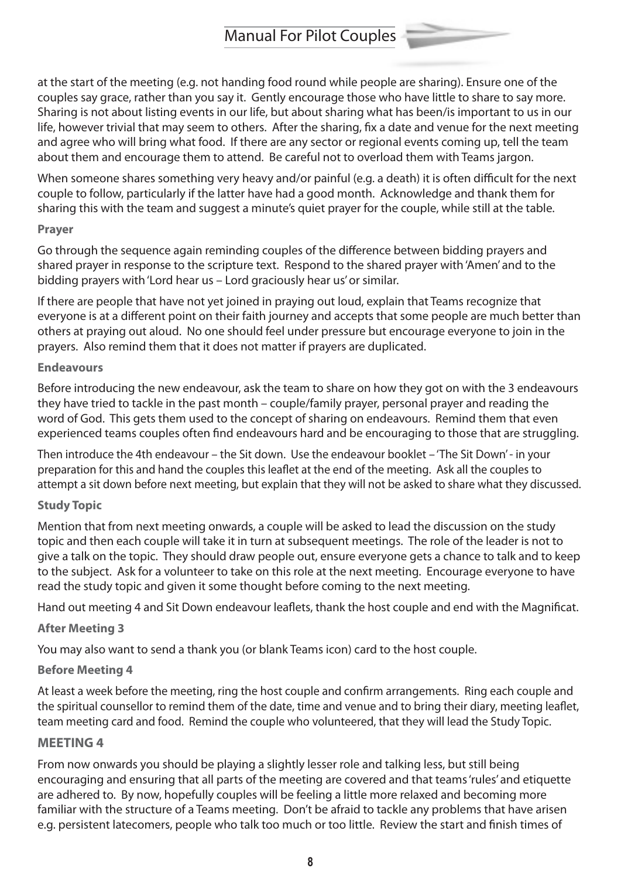at the start of the meeting (e.g. not handing food round while people are sharing). Ensure one of the couples say grace, rather than you say it. Gently encourage those who have little to share to say more. Sharing is not about listing events in our life, but about sharing what has been/is important to us in our life, however trivial that may seem to others. After the sharing, fix a date and venue for the next meeting and agree who will bring what food. If there are any sector or regional events coming up, tell the team about them and encourage them to attend. Be careful not to overload them with Teams jargon.

When someone shares something very heavy and/or painful (e.g. a death) it is often difficult for the next couple to follow, particularly if the latter have had a good month. Acknowledge and thank them for sharing this with the team and suggest a minute's quiet prayer for the couple, while still at the table.

**Prayer**

Go through the sequence again reminding couples of the difference between bidding prayers and shared prayer in response to the scripture text. Respond to the shared prayer with 'Amen' and to the bidding prayers with 'Lord hear us – Lord graciously hear us' or similar.

If there are people that have not yet joined in praying out loud, explain that Teams recognize that everyone is at a different point on their faith journey and accepts that some people are much better than others at praying out aloud. No one should feel under pressure but encourage everyone to join in the prayers. Also remind them that it does not matter if prayers are duplicated.

**Endeavours**

Before introducing the new endeavour, ask the team to share on how they got on with the 3 endeavours they have tried to tackle in the past month – couple/family prayer, personal prayer and reading the word of God. This gets them used to the concept of sharing on endeavours. Remind them that even experienced teams couples often find endeavours hard and be encouraging to those that are struggling.

Then introduce the 4th endeavour – the Sit down. Use the endeavour booklet – 'The Sit Down' - in your preparation for this and hand the couples this leaflet at the end of the meeting. Ask all the couples to attempt a sit down before next meeting, but explain that they will not be asked to share what they discussed.

**Study Topic**

Mention that from next meeting onwards, a couple will be asked to lead the discussion on the study topic and then each couple will take it in turn at subsequent meetings. The role of the leader is not to give a talk on the topic. They should draw people out, ensure everyone gets a chance to talk and to keep to the subject. Ask for a volunteer to take on this role at the next meeting. Encourage everyone to have read the study topic and given it some thought before coming to the next meeting.

Hand out meeting 4 and Sit Down endeavour leaflets, thank the host couple and end with the Magnificat.

**After Meeting 3**

You may also want to send a thank you (or blank Teams icon) card to the host couple.

**Before Meeting 4**

At least a week before the meeting, ring the host couple and confirm arrangements. Ring each couple and the spiritual counsellor to remind them of the date, time and venue and to bring their diary, meeting leaflet, team meeting card and food. Remind the couple who volunteered, that they will lead the Study Topic.

## MEETING 4

From now onwards you should be playing a slightly lesser role and talking less, but still being encouraging and ensuring that all parts of the meeting are covered and that teams 'rules' and etiquette are adhered to. By now, hopefully couples will be feeling a little more relaxed and becoming more familiar with the structure of a Teams meeting. Don't be afraid to tackle any problems that have arisen e.g. persistent latecomers, people who talk too much or too little. Review the start and finish times of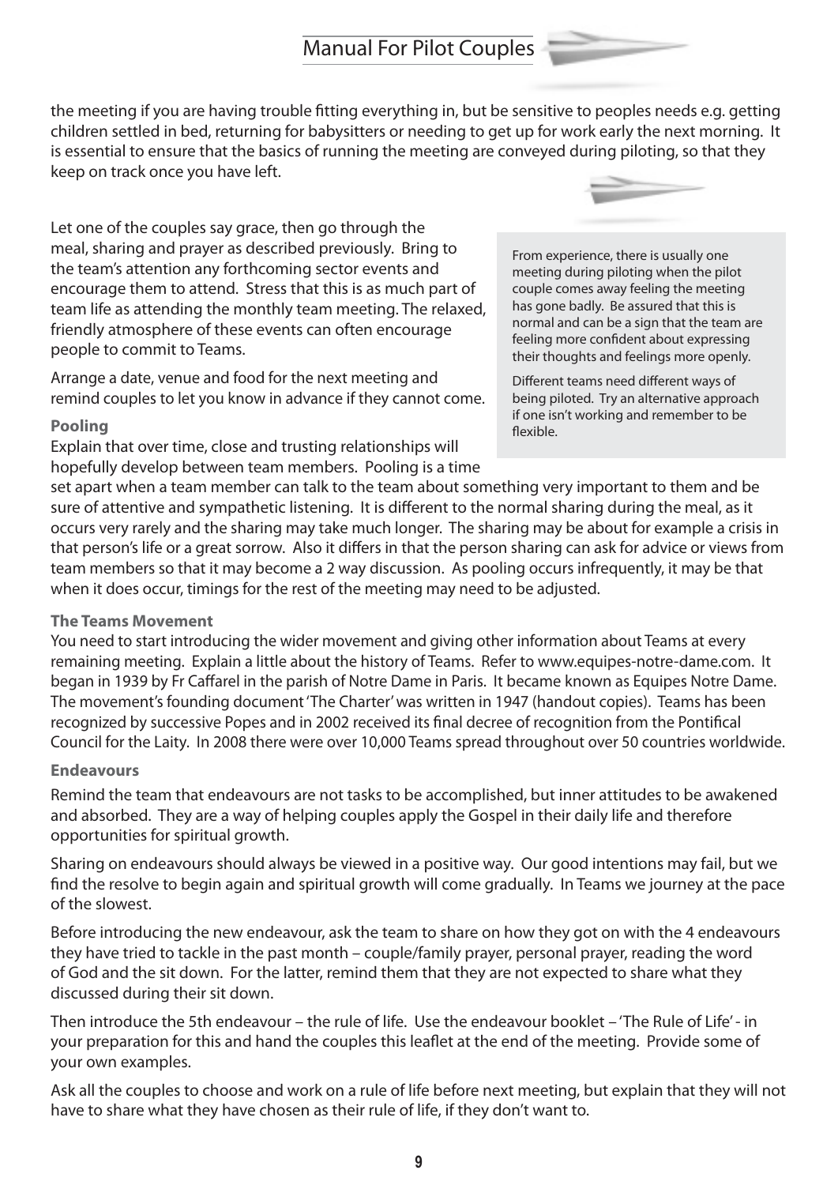the meeting if you are having trouble fitting everything in, but be sensitive to peoples needs e.g. getting children settled in bed, returning for babysitters or needing to get up for work early the next morning. It is essential to ensure that the basics of running the meeting are conveyed during piloting, so that they keep on track once you have left.

Let one of the couples say grace, then go through the meal, sharing and prayer as described previously. Bring to the team's attention any forthcoming sector events and encourage them to attend. Stress that this is as much part of team life as attending the monthly team meeting. The relaxed, friendly atmosphere of these events can often encourage people to commit to Teams.

Arrange a date, venue and food for the next meeting and remind couples to let you know in advance if they cannot come.

> From experience, there is usually one meeting during piloting when the pilot couple comes away feeling the meeting has gone badly. Be assured that this is normal and can be a sign that the team are feeling more confident about expressing their thoughts and feelings more openly.
>
> Different teams need different ways of being piloted. Try an alternative approach if one isn't working and remember to be flexible.

**Pooling**

Explain that over time, close and trusting relationships will hopefully develop between team members. Pooling is a time set apart when a team member can talk to the team about something very important to them and be sure of attentive and sympathetic listening. It is different to the normal sharing during the meal, as it occurs very rarely and the sharing may take much longer. The sharing may be about for example a crisis in that person's life or a great sorrow. Also it differs in that the person sharing can ask for advice or views from team members so that it may become a 2 way discussion. As pooling occurs infrequently, it may be that when it does occur, timings for the rest of the meeting may need to be adjusted.

**The Teams Movement**

You need to start introducing the wider movement and giving other information about Teams at every remaining meeting. Explain a little about the history of Teams. Refer to www.equipes-notre-dame.com. It began in 1939 by Fr Caffarel in the parish of Notre Dame in Paris. It became known as Equipes Notre Dame. The movement's founding document 'The Charter' was written in 1947 (handout copies). Teams has been recognized by successive Popes and in 2002 received its final decree of recognition from the Pontifical Council for the Laity. In 2008 there were over 10,000 Teams spread throughout over 50 countries worldwide.

**Endeavours**

Remind the team that endeavours are not tasks to be accomplished, but inner attitudes to be awakened and absorbed. They are a way of helping couples apply the Gospel in their daily life and therefore opportunities for spiritual growth.

Sharing on endeavours should always be viewed in a positive way. Our good intentions may fail, but we find the resolve to begin again and spiritual growth will come gradually. In Teams we journey at the pace of the slowest.

Before introducing the new endeavour, ask the team to share on how they got on with the 4 endeavours they have tried to tackle in the past month – couple/family prayer, personal prayer, reading the word of God and the sit down. For the latter, remind them that they are not expected to share what they discussed during their sit down.

Then introduce the 5th endeavour – the rule of life. Use the endeavour booklet – 'The Rule of Life' - in your preparation for this and hand the couples this leaflet at the end of the meeting. Provide some of your own examples.

Ask all the couples to choose and work on a rule of life before next meeting, but explain that they will not have to share what they have chosen as their rule of life, if they don't want to.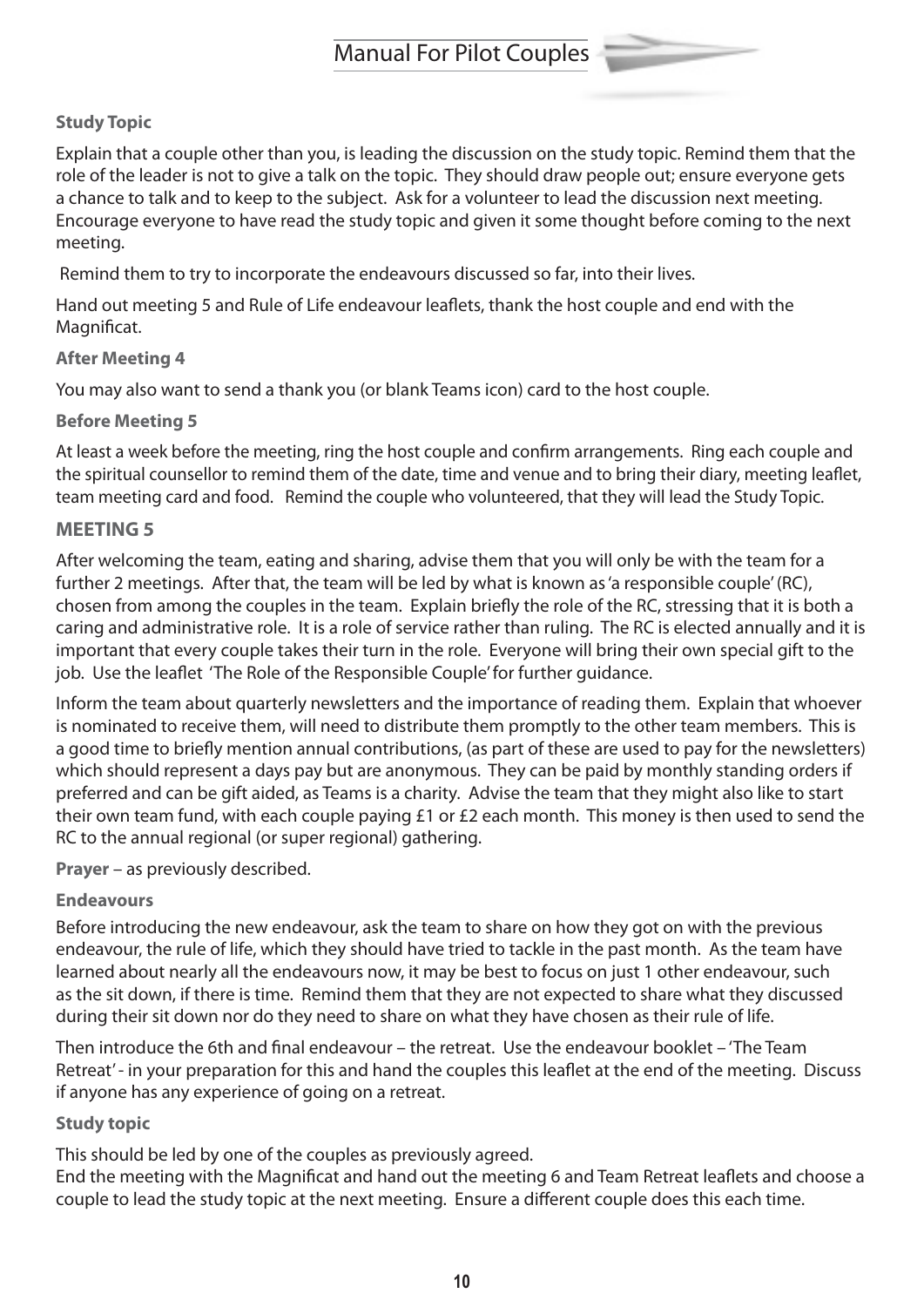**Study Topic**

Explain that a couple other than you, is leading the discussion on the study topic. Remind them that the role of the leader is not to give a talk on the topic. They should draw people out; ensure everyone gets a chance to talk and to keep to the subject. Ask for a volunteer to lead the discussion next meeting. Encourage everyone to have read the study topic and given it some thought before coming to the next meeting.

Remind them to try to incorporate the endeavours discussed so far, into their lives.

Hand out meeting 5 and Rule of Life endeavour leaflets, thank the host couple and end with the Magnificat.

**After Meeting 4**

You may also want to send a thank you (or blank Teams icon) card to the host couple.

**Before Meeting 5**

At least a week before the meeting, ring the host couple and confirm arrangements. Ring each couple and the spiritual counsellor to remind them of the date, time and venue and to bring their diary, meeting leaflet, team meeting card and food. Remind the couple who volunteered, that they will lead the Study Topic.

## MEETING 5

After welcoming the team, eating and sharing, advise them that you will only be with the team for a further 2 meetings. After that, the team will be led by what is known as 'a responsible couple' (RC), chosen from among the couples in the team. Explain briefly the role of the RC, stressing that it is both a caring and administrative role. It is a role of service rather than ruling. The RC is elected annually and it is important that every couple takes their turn in the role. Everyone will bring their own special gift to the job. Use the leaflet 'The Role of the Responsible Couple' for further guidance.

Inform the team about quarterly newsletters and the importance of reading them. Explain that whoever is nominated to receive them, will need to distribute them promptly to the other team members. This is a good time to briefly mention annual contributions, (as part of these are used to pay for the newsletters) which should represent a days pay but are anonymous. They can be paid by monthly standing orders if preferred and can be gift aided, as Teams is a charity. Advise the team that they might also like to start their own team fund, with each couple paying £1 or £2 each month. This money is then used to send the RC to the annual regional (or super regional) gathering.

**Prayer** – as previously described.

**Endeavours**

Before introducing the new endeavour, ask the team to share on how they got on with the previous endeavour, the rule of life, which they should have tried to tackle in the past month. As the team have learned about nearly all the endeavours now, it may be best to focus on just 1 other endeavour, such as the sit down, if there is time. Remind them that they are not expected to share what they discussed during their sit down nor do they need to share on what they have chosen as their rule of life.

Then introduce the 6th and final endeavour – the retreat. Use the endeavour booklet – 'The Team Retreat' - in your preparation for this and hand the couples this leaflet at the end of the meeting. Discuss if anyone has any experience of going on a retreat.

**Study topic**

This should be led by one of the couples as previously agreed.
End the meeting with the Magnificat and hand out the meeting 6 and Team Retreat leaflets and choose a couple to lead the study topic at the next meeting. Ensure a different couple does this each time.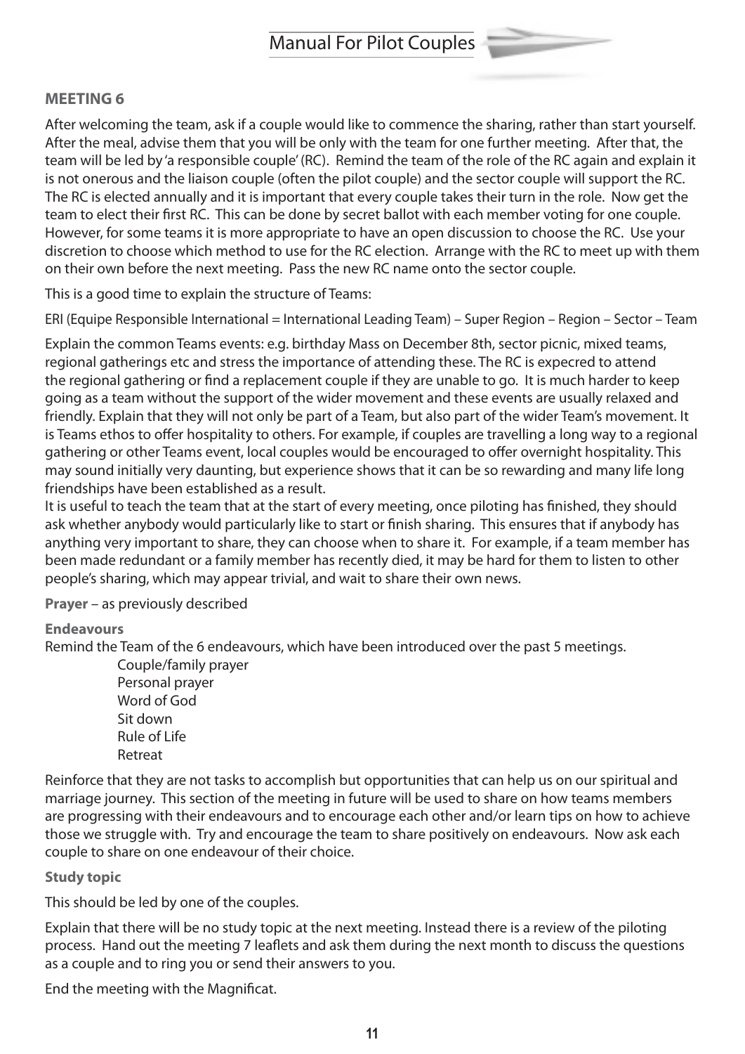## MEETING 6

After welcoming the team, ask if a couple would like to commence the sharing, rather than start yourself. After the meal, advise them that you will be only with the team for one further meeting. After that, the team will be led by 'a responsible couple' (RC). Remind the team of the role of the RC again and explain it is not onerous and the liaison couple (often the pilot couple) and the sector couple will support the RC. The RC is elected annually and it is important that every couple takes their turn in the role. Now get the team to elect their first RC. This can be done by secret ballot with each member voting for one couple. However, for some teams it is more appropriate to have an open discussion to choose the RC. Use your discretion to choose which method to use for the RC election. Arrange with the RC to meet up with them on their own before the next meeting. Pass the new RC name onto the sector couple.

This is a good time to explain the structure of Teams:

ERI (Equipe Responsible International = International Leading Team) – Super Region – Region – Sector – Team

Explain the common Teams events: e.g. birthday Mass on December 8th, sector picnic, mixed teams, regional gatherings etc and stress the importance of attending these. The RC is expecred to attend the regional gathering or find a replacement couple if they are unable to go. It is much harder to keep going as a team without the support of the wider movement and these events are usually relaxed and friendly. Explain that they will not only be part of a Team, but also part of the wider Team's movement. It is Teams ethos to offer hospitality to others. For example, if couples are travelling a long way to a regional gathering or other Teams event, local couples would be encouraged to offer overnight hospitality. This may sound initially very daunting, but experience shows that it can be so rewarding and many life long friendships have been established as a result.

It is useful to teach the team that at the start of every meeting, once piloting has finished, they should ask whether anybody would particularly like to start or finish sharing. This ensures that if anybody has anything very important to share, they can choose when to share it. For example, if a team member has been made redundant or a family member has recently died, it may be hard for them to listen to other people's sharing, which may appear trivial, and wait to share their own news.

**Prayer** – as previously described

**Endeavours**

Remind the Team of the 6 endeavours, which have been introduced over the past 5 meetings.

- Couple/family prayer
- Personal prayer
- Word of God
- Sit down
- Rule of Life
- Retreat

Reinforce that they are not tasks to accomplish but opportunities that can help us on our spiritual and marriage journey. This section of the meeting in future will be used to share on how teams members are progressing with their endeavours and to encourage each other and/or learn tips on how to achieve those we struggle with. Try and encourage the team to share positively on endeavours. Now ask each couple to share on one endeavour of their choice.

**Study topic**

This should be led by one of the couples.

Explain that there will be no study topic at the next meeting. Instead there is a review of the piloting process. Hand out the meeting 7 leaflets and ask them during the next month to discuss the questions as a couple and to ring you or send their answers to you.

End the meeting with the Magnificat.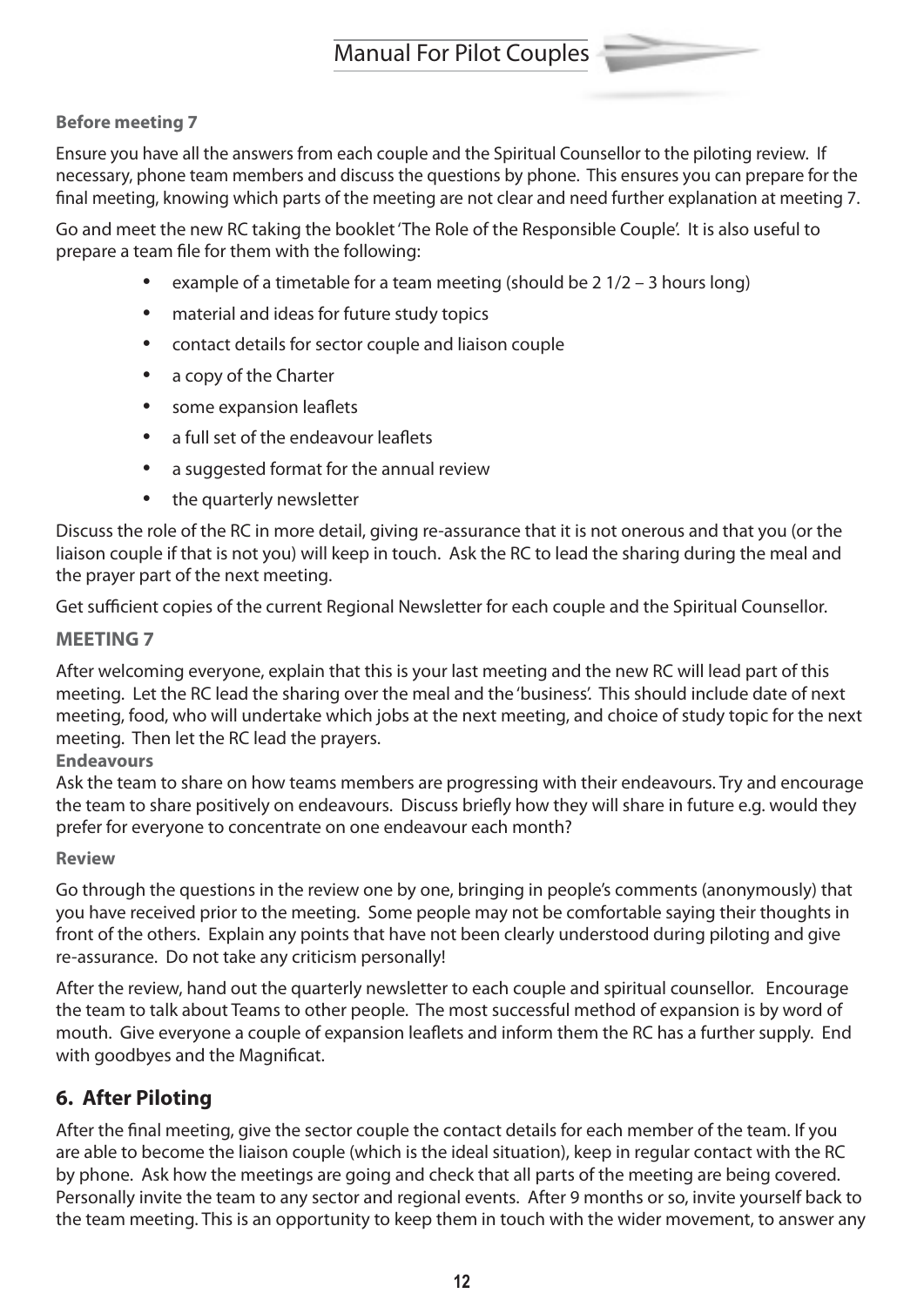**Before meeting 7**

Ensure you have all the answers from each couple and the Spiritual Counsellor to the piloting review. If necessary, phone team members and discuss the questions by phone. This ensures you can prepare for the final meeting, knowing which parts of the meeting are not clear and need further explanation at meeting 7.

Go and meet the new RC taking the booklet 'The Role of the Responsible Couple'. It is also useful to prepare a team file for them with the following:

- example of a timetable for a team meeting (should be 2 1/2 – 3 hours long)
- material and ideas for future study topics
- contact details for sector couple and liaison couple
- a copy of the Charter
- some expansion leaflets
- a full set of the endeavour leaflets
- a suggested format for the annual review
- the quarterly newsletter

Discuss the role of the RC in more detail, giving re-assurance that it is not onerous and that you (or the liaison couple if that is not you) will keep in touch. Ask the RC to lead the sharing during the meal and the prayer part of the next meeting.

Get sufficient copies of the current Regional Newsletter for each couple and the Spiritual Counsellor.

**MEETING 7**

After welcoming everyone, explain that this is your last meeting and the new RC will lead part of this meeting. Let the RC lead the sharing over the meal and the 'business'. This should include date of next meeting, food, who will undertake which jobs at the next meeting, and choice of study topic for the next meeting. Then let the RC lead the prayers.

**Endeavours**

Ask the team to share on how teams members are progressing with their endeavours. Try and encourage the team to share positively on endeavours. Discuss briefly how they will share in future e.g. would they prefer for everyone to concentrate on one endeavour each month?

**Review**

Go through the questions in the review one by one, bringing in people's comments (anonymously) that you have received prior to the meeting. Some people may not be comfortable saying their thoughts in front of the others. Explain any points that have not been clearly understood during piloting and give re-assurance. Do not take any criticism personally!

After the review, hand out the quarterly newsletter to each couple and spiritual counsellor. Encourage the team to talk about Teams to other people. The most successful method of expansion is by word of mouth. Give everyone a couple of expansion leaflets and inform them the RC has a further supply. End with goodbyes and the Magnificat.

## 6. After Piloting

After the final meeting, give the sector couple the contact details for each member of the team. If you are able to become the liaison couple (which is the ideal situation), keep in regular contact with the RC by phone. Ask how the meetings are going and check that all parts of the meeting are being covered. Personally invite the team to any sector and regional events. After 9 months or so, invite yourself back to the team meeting. This is an opportunity to keep them in touch with the wider movement, to answer any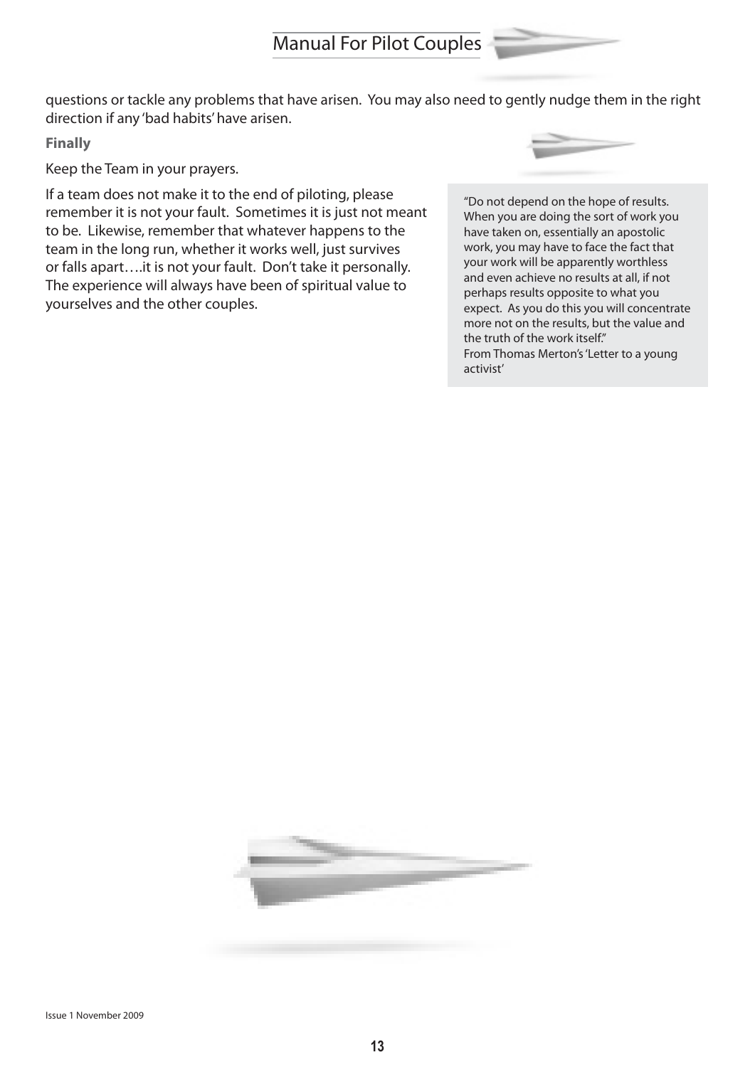questions or tackle any problems that have arisen. You may also need to gently nudge them in the right direction if any 'bad habits' have arisen.

**Finally**

Keep the Team in your prayers.

If a team does not make it to the end of piloting, please remember it is not your fault. Sometimes it is just not meant to be. Likewise, remember that whatever happens to the team in the long run, whether it works well, just survives or falls apart….it is not your fault. Don't take it personally. The experience will always have been of spiritual value to yourselves and the other couples.

> "Do not depend on the hope of results. When you are doing the sort of work you have taken on, essentially an apostolic work, you may have to face the fact that your work will be apparently worthless and even achieve no results at all, if not perhaps results opposite to what you expect. As you do this you will concentrate more not on the results, but the value and the truth of the work itself."
> From Thomas Merton's 'Letter to a young activist'

Issue 1 November 2009